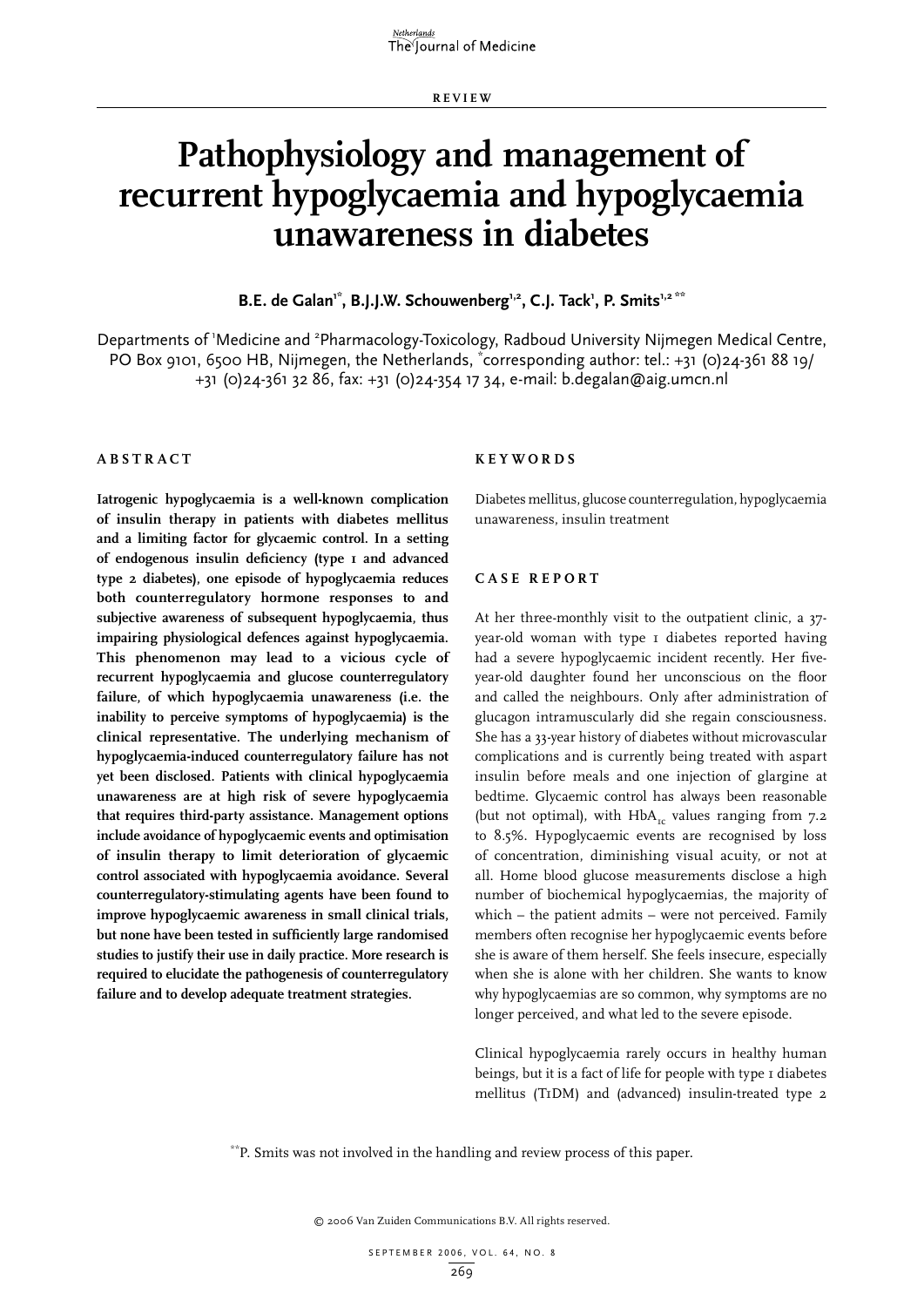REVIEW

# Pathophysiology and management of recurrent hypoglycaemia and hypoglycaemia unawareness in diabetes

**B.E. de Galan[1*], B.J.J.W. Schouwenberg[1,2], C.J. Tack[1], P. Smits[1,2 **]**

Departments of [1]Medicine and [2]Pharmacology-Toxicology, Radboud University Nijmegen Medical Centre, PO Box 9101, 6500 HB, Nijmegen, the Netherlands, [*]corresponding author: tel.: +31 (0)24-361 88 19/ +31 (0)24-361 32 86, fax: +31 (0)24-354 17 34, e-mail: b.degalan@aig.umcn.nl

## ABSTRACT

**Iatrogenic hypoglycaemia is a well-known complication of insulin therapy in patients with diabetes mellitus and a limiting factor for glycaemic control. In a setting of endogenous insulin deficiency (type 1 and advanced type 2 diabetes), one episode of hypoglycaemia reduces both counterregulatory hormone responses to and subjective awareness of subsequent hypoglycaemia, thus impairing physiological defences against hypoglycaemia. This phenomenon may lead to a vicious cycle of recurrent hypoglycaemia and glucose counterregulatory failure, of which hypoglycaemia unawareness (i.e. the inability to perceive symptoms of hypoglycaemia) is the clinical representative. The underlying mechanism of hypoglycaemia-induced counterregulatory failure has not yet been disclosed. Patients with clinical hypoglycaemia unawareness are at high risk of severe hypoglycaemia that requires third-party assistance. Management options include avoidance of hypoglycaemic events and optimisation of insulin therapy to limit deterioration of glycaemic control associated with hypoglycaemia avoidance. Several counterregulatory-stimulating agents have been found to improve hypoglycaemic awareness in small clinical trials, but none have been tested in sufficiently large randomised studies to justify their use in daily practice. More research is required to elucidate the pathogenesis of counterregulatory failure and to develop adequate treatment strategies.**

## KEYWORDS

Diabetes mellitus, glucose counterregulation, hypoglycaemia unawareness, insulin treatment

## CASE REPORT

At her three-monthly visit to the outpatient clinic, a 37-year-old woman with type 1 diabetes reported having had a severe hypoglycaemic incident recently. Her five-year-old daughter found her unconscious on the floor and called the neighbours. Only after administration of glucagon intramuscularly did she regain consciousness. She has a 33-year history of diabetes without microvascular complications and is currently being treated with aspart insulin before meals and one injection of glargine at bedtime. Glycaemic control has always been reasonable (but not optimal), with $HbA_{1C}$ values ranging from 7.2 to 8.5%. Hypoglycaemic events are recognised by loss of concentration, diminishing visual acuity, or not at all. Home blood glucose measurements disclose a high number of biochemical hypoglycaemias, the majority of which – the patient admits – were not perceived. Family members often recognise her hypoglycaemic events before she is aware of them herself. She feels insecure, especially when she is alone with her children. She wants to know why hypoglycaemias are so common, why symptoms are no longer perceived, and what led to the severe episode.

Clinical hypoglycaemia rarely occurs in healthy human beings, but it is a fact of life for people with type 1 diabetes mellitus (T1DM) and (advanced) insulin-treated type 2

[**]P. Smits was not involved in the handling and review process of this paper.

© 2006 Van Zuiden Communications B.V. All rights reserved.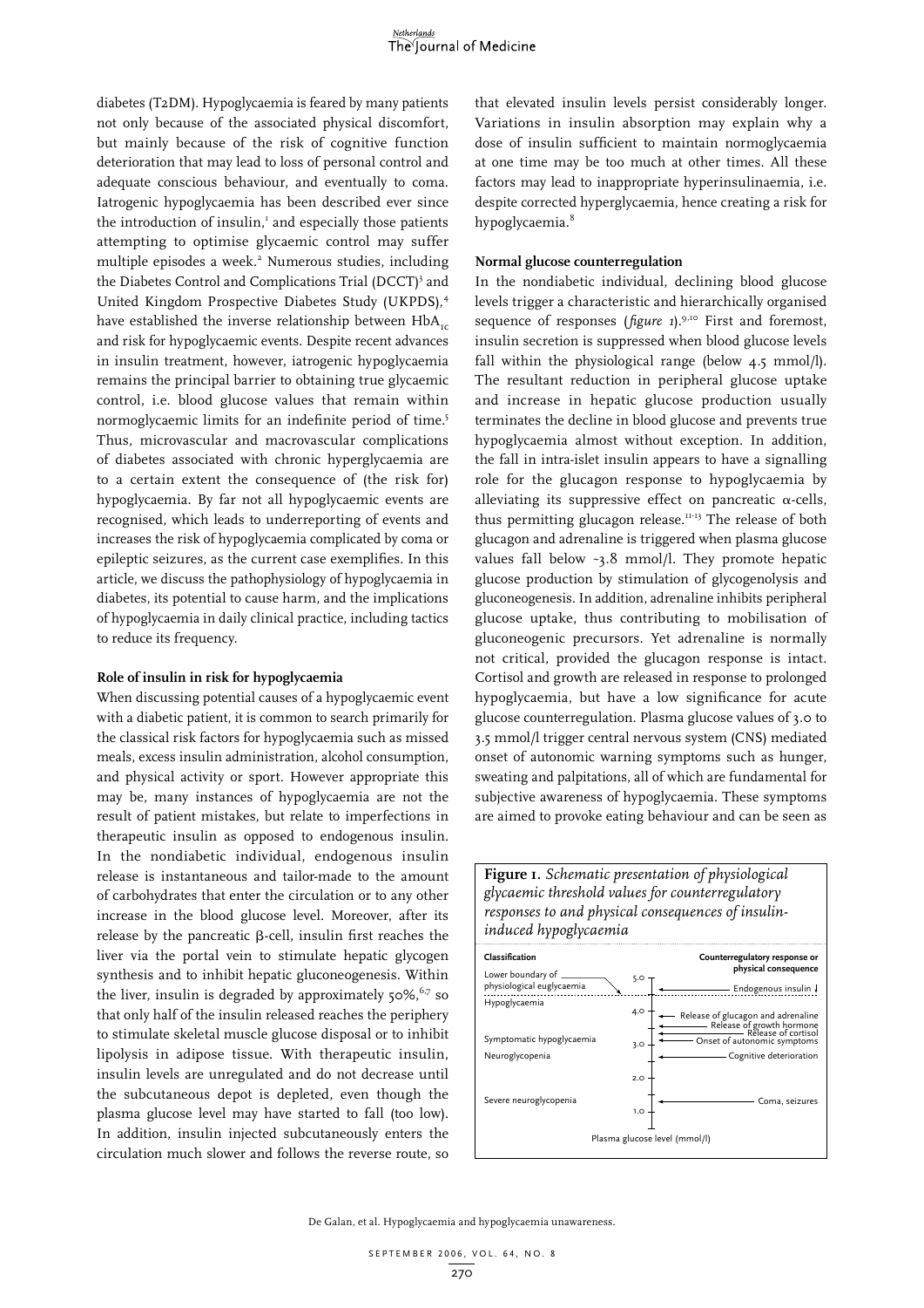diabetes (T2DM). Hypoglycaemia is feared by many patients not only because of the associated physical discomfort, but mainly because of the risk of cognitive function deterioration that may lead to loss of personal control and adequate conscious behaviour, and eventually to coma. Iatrogenic hypoglycaemia has been described ever since the introduction of insulin,[1] and especially those patients attempting to optimise glycaemic control may suffer multiple episodes a week.[2] Numerous studies, including the Diabetes Control and Complications Trial (DCCT)[3] and United Kingdom Prospective Diabetes Study (UKPDS),[4] have established the inverse relationship between $HbA_{1C}$ and risk for hypoglycaemic events. Despite recent advances in insulin treatment, however, iatrogenic hypoglycaemia remains the principal barrier to obtaining true glycaemic control, i.e. blood glucose values that remain within normoglycaemic limits for an indefinite period of time.[5] Thus, microvascular and macrovascular complications of diabetes associated with chronic hyperglycaemia are to a certain extent the consequence of (the risk for) hypoglycaemia. By far not all hypoglycaemic events are recognised, which leads to underreporting of events and increases the risk of hypoglycaemia complicated by coma or epileptic seizures, as the current case exemplifies. In this article, we discuss the pathophysiology of hypoglycaemia in diabetes, its potential to cause harm, and the implications of hypoglycaemia in daily clinical practice, including tactics to reduce its frequency.

**Role of insulin in risk for hypoglycaemia**

When discussing potential causes of a hypoglycaemic event with a diabetic patient, it is common to search primarily for the classical risk factors for hypoglycaemia such as missed meals, excess insulin administration, alcohol consumption, and physical activity or sport. However appropriate this may be, many instances of hypoglycaemia are not the result of patient mistakes, but relate to imperfections in therapeutic insulin as opposed to endogenous insulin. In the nondiabetic individual, endogenous insulin release is instantaneous and tailor-made to the amount of carbohydrates that enter the circulation or to any other increase in the blood glucose level. Moreover, after its release by the pancreatic β-cell, insulin first reaches the liver via the portal vein to stimulate hepatic glycogen synthesis and to inhibit hepatic gluconeogenesis. Within the liver, insulin is degraded by approximately 50%,[6,7] so that only half of the insulin released reaches the periphery to stimulate skeletal muscle glucose disposal or to inhibit lipolysis in adipose tissue. With therapeutic insulin, insulin levels are unregulated and do not decrease until the subcutaneous depot is depleted, even though the plasma glucose level may have started to fall (too low). In addition, insulin injected subcutaneously enters the circulation much slower and follows the reverse route, so that elevated insulin levels persist considerably longer. Variations in insulin absorption may explain why a dose of insulin sufficient to maintain normoglycaemia at one time may be too much at other times. All these factors may lead to inappropriate hyperinsulinaemia, i.e. despite corrected hyperglycaemia, hence creating a risk for hypoglycaemia.[8]

**Normal glucose counterregulation**

In the nondiabetic individual, declining blood glucose levels trigger a characteristic and hierarchically organised sequence of responses (*figure 1*).[9,10] First and foremost, insulin secretion is suppressed when blood glucose levels fall within the physiological range (below 4.5 mmol/l). The resultant reduction in peripheral glucose uptake and increase in hepatic glucose production usually terminates the decline in blood glucose and prevents true hypoglycaemia almost without exception. In addition, the fall in intra-islet insulin appears to have a signalling role for the glucagon response to hypoglycaemia by alleviating its suppressive effect on pancreatic α-cells, thus permitting glucagon release.[11-13] The release of both glucagon and adrenaline is triggered when plasma glucose values fall below ~3.8 mmol/l. They promote hepatic glucose production by stimulation of glycogenolysis and gluconeogenesis. In addition, adrenaline inhibits peripheral glucose uptake, thus contributing to mobilisation of gluconeogenic precursors. Yet adrenaline is normally not critical, provided the glucagon response is intact. Cortisol and growth are released in response to prolonged hypoglycaemia, but have a low significance for acute glucose counterregulation. Plasma glucose values of 3.0 to 3.5 mmol/l trigger central nervous system (CNS) mediated onset of autonomic warning symptoms such as hunger, sweating and palpitations, all of which are fundamental for subjective awareness of hypoglycaemia. These symptoms are aimed to provoke eating behaviour and can be seen as

**Figure 1.** *Schematic presentation of physiological glycaemic threshold values for counterregulatory responses to and physical consequences of insulin-induced hypoglycaemia*

| Classification | Plasma glucose level (mmol/l) | Counterregulatory response or physical consequence |
|---|---|---|
| Lower boundary of physiological euglycaemia | 5.0 | Endogenous insulin ↓ |
| Hypoglycaemia | 4.0 | Release of glucagon and adrenaline |
| | | Release of growth hormone |
| | | Release of cortisol |
| Symptomatic hypoglycaemia | 3.0 | Onset of autonomic symptoms |
| Neuroglycopenia | | Cognitive deterioration |
| | 2.0 | |
| Severe neuroglycopenia | 1.0 | Coma, seizures |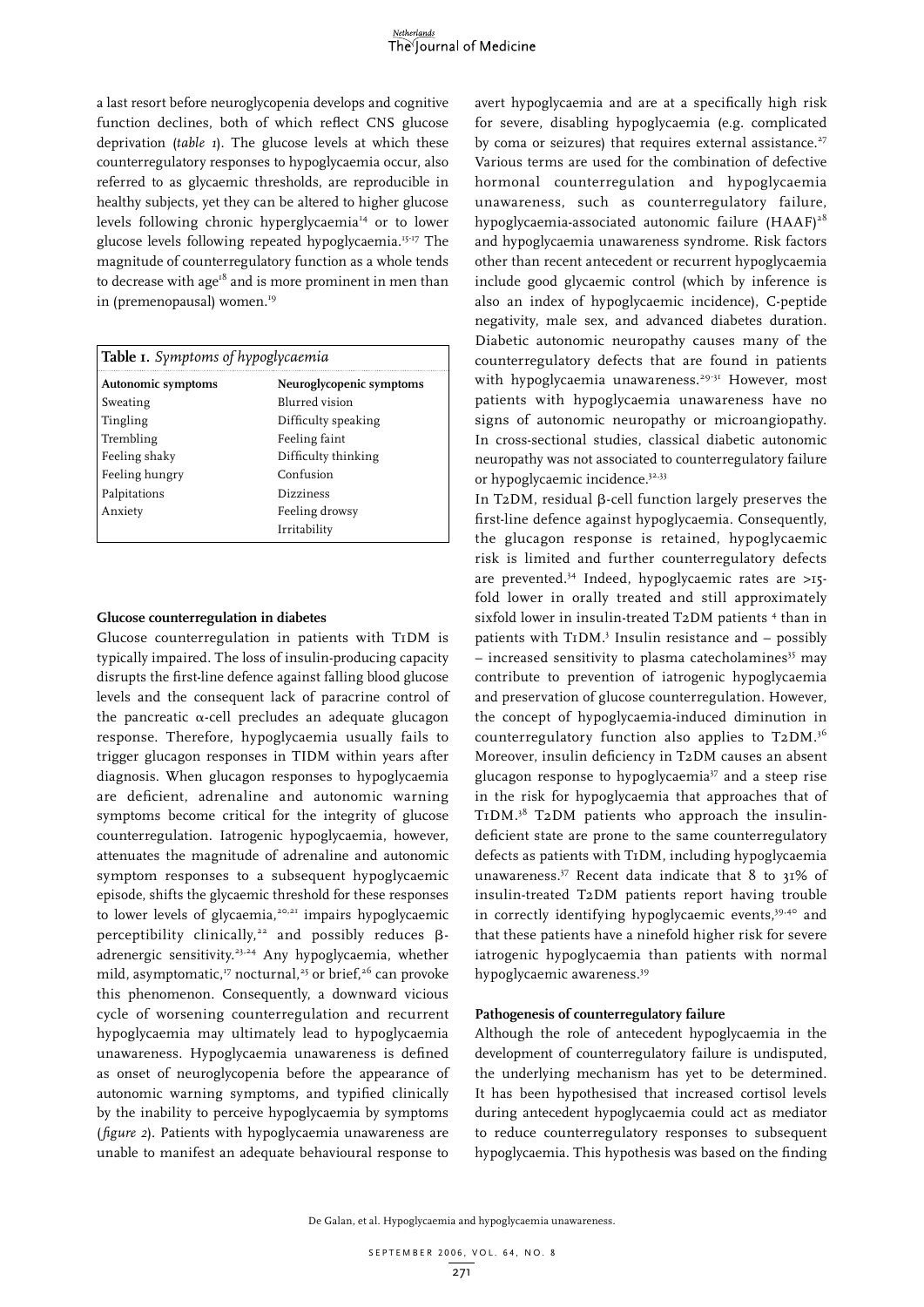a last resort before neuroglycopenia develops and cognitive function declines, both of which reflect CNS glucose deprivation (*table 1*). The glucose levels at which these counterregulatory responses to hypoglycaemia occur, also referred to as glycaemic thresholds, are reproducible in healthy subjects, yet they can be altered to higher glucose levels following chronic hyperglycaemia[14] or to lower glucose levels following repeated hypoglycaemia.[15-17] The magnitude of counterregulatory function as a whole tends to decrease with age[18] and is more prominent in men than in (premenopausal) women.[19]

**Table 1.** *Symptoms of hypoglycaemia*

| Autonomic symptoms | Neuroglycopenic symptoms |
|---|---|
| Sweating | Blurred vision |
| Tingling | Difficulty speaking |
| Trembling | Feeling faint |
| Feeling shaky | Difficulty thinking |
| Feeling hungry | Confusion |
| Palpitations | Dizziness |
| Anxiety | Feeling drowsy |
| | Irritability |

**Glucose counterregulation in diabetes**

Glucose counterregulation in patients with T1DM is typically impaired. The loss of insulin-producing capacity disrupts the first-line defence against falling blood glucose levels and the consequent lack of paracrine control of the pancreatic α-cell precludes an adequate glucagon response. Therefore, hypoglycaemia usually fails to trigger glucagon responses in T1DM within years after diagnosis. When glucagon responses to hypoglycaemia are deficient, adrenaline and autonomic warning symptoms become critical for the integrity of glucose counterregulation. Iatrogenic hypoglycaemia, however, attenuates the magnitude of adrenaline and autonomic symptom responses to a subsequent hypoglycaemic episode, shifts the glycaemic threshold for these responses to lower levels of glycaemia,[20,21] impairs hypoglycaemic perceptibility clinically,[22] and possibly reduces β-adrenergic sensitivity.[23,24] Any hypoglycaemia, whether mild, asymptomatic,[17] nocturnal,[25] or brief,[26] can provoke this phenomenon. Consequently, a downward vicious cycle of worsening counterregulation and recurrent hypoglycaemia may ultimately lead to hypoglycaemia unawareness. Hypoglycaemia unawareness is defined as onset of neuroglycopenia before the appearance of autonomic warning symptoms, and typified clinically by the inability to perceive hypoglycaemia by symptoms (*figure 2*). Patients with hypoglycaemia unawareness are unable to manifest an adequate behavioural response to avert hypoglycaemia and are at a specifically high risk for severe, disabling hypoglycaemia (e.g. complicated by coma or seizures) that requires external assistance.[27] Various terms are used for the combination of defective hormonal counterregulation and hypoglycaemia unawareness, such as counterregulatory failure, hypoglycaemia-associated autonomic failure (HAAF)[28] and hypoglycaemia unawareness syndrome. Risk factors other than recent antecedent or recurrent hypoglycaemia include good glycaemic control (which by inference is also an index of hypoglycaemic incidence), C-peptide negativity, male sex, and advanced diabetes duration. Diabetic autonomic neuropathy causes many of the counterregulatory defects that are found in patients with hypoglycaemia unawareness.[29-31] However, most patients with hypoglycaemia unawareness have no signs of autonomic neuropathy or microangiopathy. In cross-sectional studies, classical diabetic autonomic neuropathy was not associated to counterregulatory failure or hypoglycaemic incidence.[32,33]

In T2DM, residual β-cell function largely preserves the first-line defence against hypoglycaemia. Consequently, the glucagon response is retained, hypoglycaemic risk is limited and further counterregulatory defects are prevented.[34] Indeed, hypoglycaemic rates are >15-fold lower in orally treated and still approximately sixfold lower in insulin-treated T2DM patients [4] than in patients with T1DM.[3] Insulin resistance and – possibly – increased sensitivity to plasma catecholamines[35] may contribute to prevention of iatrogenic hypoglycaemia and preservation of glucose counterregulation. However, the concept of hypoglycaemia-induced diminution in counterregulatory function also applies to T2DM.[36] Moreover, insulin deficiency in T2DM causes an absent glucagon response to hypoglycaemia[37] and a steep rise in the risk for hypoglycaemia that approaches that of T1DM.[38] T2DM patients who approach the insulin-deficient state are prone to the same counterregulatory defects as patients with T1DM, including hypoglycaemia unawareness.[37] Recent data indicate that 8 to 31% of insulin-treated T2DM patients report having trouble in correctly identifying hypoglycaemic events,[39,40] and that these patients have a ninefold higher risk for severe iatrogenic hypoglycaemia than patients with normal hypoglycaemic awareness.[39]

**Pathogenesis of counterregulatory failure**

Although the role of antecedent hypoglycaemia in the development of counterregulatory failure is undisputed, the underlying mechanism has yet to be determined. It has been hypothesised that increased cortisol levels during antecedent hypoglycaemia could act as mediator to reduce counterregulatory responses to subsequent hypoglycaemia. This hypothesis was based on the finding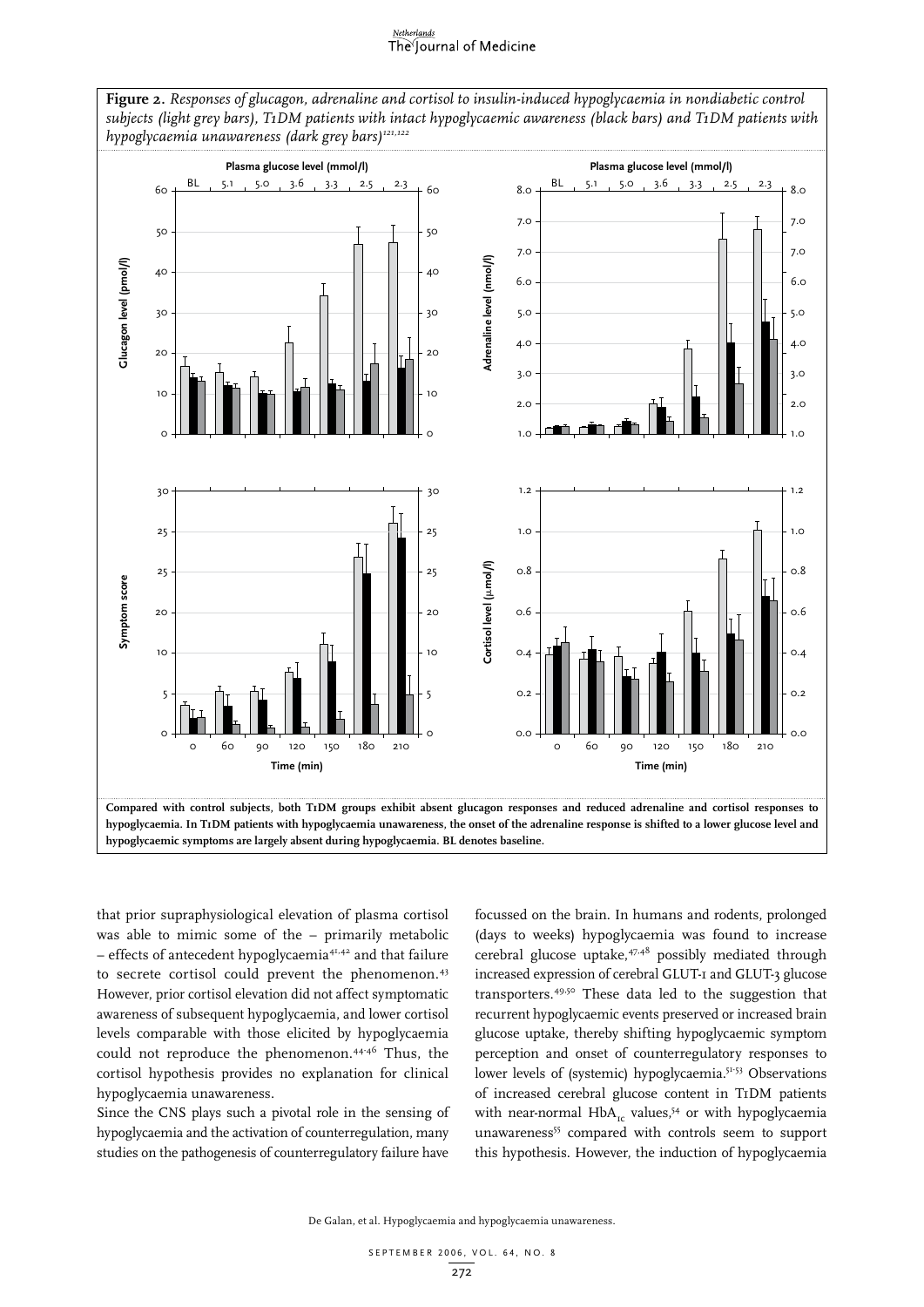**Figure 2.** *Responses of glucagon, adrenaline and cortisol to insulin-induced hypoglycaemia in nondiabetic control subjects (light grey bars), T1DM patients with intact hypoglycaemic awareness (black bars) and T1DM patients with hypoglycaemia unawareness (dark grey bars)[121,122]*

**Compared with control subjects, both T1DM groups exhibit absent glucagon responses and reduced adrenaline and cortisol responses to hypoglycaemia. In T1DM patients with hypoglycaemia unawareness, the onset of the adrenaline response is shifted to a lower glucose level and hypoglycaemic symptoms are largely absent during hypoglycaemia. BL denotes baseline.**

that prior supraphysiological elevation of plasma cortisol was able to mimic some of the – primarily metabolic – effects of antecedent hypoglycaemia[41,42] and that failure to secrete cortisol could prevent the phenomenon.[43] However, prior cortisol elevation did not affect symptomatic awareness of subsequent hypoglycaemia, and lower cortisol levels comparable with those elicited by hypoglycaemia could not reproduce the phenomenon.[44-46] Thus, the cortisol hypothesis provides no explanation for clinical hypoglycaemia unawareness.

Since the CNS plays such a pivotal role in the sensing of hypoglycaemia and the activation of counterregulation, many studies on the pathogenesis of counterregulatory failure have focussed on the brain. In humans and rodents, prolonged (days to weeks) hypoglycaemia was found to increase cerebral glucose uptake,[47,48] possibly mediated through increased expression of cerebral GLUT-1 and GLUT-3 glucose transporters.[49,50] These data led to the suggestion that recurrent hypoglycaemic events preserved or increased brain glucose uptake, thereby shifting hypoglycaemic symptom perception and onset of counterregulatory responses to lower levels of (systemic) hypoglycaemia.[51-53] Observations of increased cerebral glucose content in T1DM patients with near-normal $HbA_{1c}$ values,[54] or with hypoglycaemia unawareness[55] compared with controls seem to support this hypothesis. However, the induction of hypoglycaemia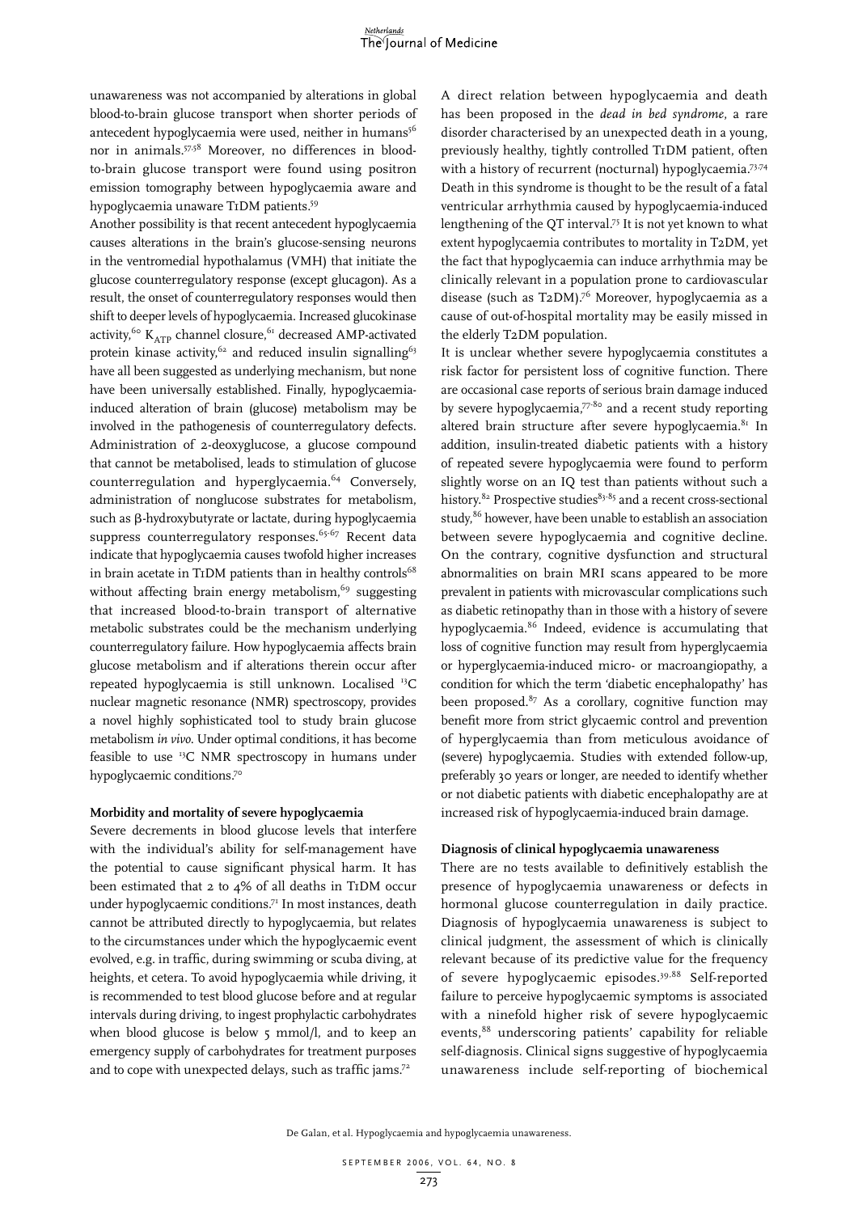unawareness was not accompanied by alterations in global blood-to-brain glucose transport when shorter periods of antecedent hypoglycaemia were used, neither in humans[56] nor in animals.[57,58] Moreover, no differences in blood-to-brain glucose transport were found using positron emission tomography between hypoglycaemia aware and hypoglycaemia unaware T1DM patients.[59]

Another possibility is that recent antecedent hypoglycaemia causes alterations in the brain's glucose-sensing neurons in the ventromedial hypothalamus (VMH) that initiate the glucose counterregulatory response (except glucagon). As a result, the onset of counterregulatory responses would then shift to deeper levels of hypoglycaemia. Increased glucokinase activity,[60] $K_{ATP}$ channel closure,[61] decreased AMP-activated protein kinase activity,[62] and reduced insulin signalling[63] have all been suggested as underlying mechanism, but none have been universally established. Finally, hypoglycaemia-induced alteration of brain (glucose) metabolism may be involved in the pathogenesis of counterregulatory defects. Administration of 2-deoxyglucose, a glucose compound that cannot be metabolised, leads to stimulation of glucose counterregulation and hyperglycaemia.[64] Conversely, administration of nonglucose substrates for metabolism, such as β-hydroxybutyrate or lactate, during hypoglycaemia suppress counterregulatory responses.[65-67] Recent data indicate that hypoglycaemia causes twofold higher increases in brain acetate in T1DM patients than in healthy controls[68] without affecting brain energy metabolism,[69] suggesting that increased blood-to-brain transport of alternative metabolic substrates could be the mechanism underlying counterregulatory failure. How hypoglycaemia affects brain glucose metabolism and if alterations therein occur after repeated hypoglycaemia is still unknown. Localised $^{13}C$ nuclear magnetic resonance (NMR) spectroscopy, provides a novel highly sophisticated tool to study brain glucose metabolism *in vivo*. Under optimal conditions, it has become feasible to use $^{13}C$ NMR spectroscopy in humans under hypoglycaemic conditions.[70]

### Morbidity and mortality of severe hypoglycaemia

Severe decrements in blood glucose levels that interfere with the individual's ability for self-management have the potential to cause significant physical harm. It has been estimated that 2 to 4% of all deaths in T1DM occur under hypoglycaemic conditions.[71] In most instances, death cannot be attributed directly to hypoglycaemia, but relates to the circumstances under which the hypoglycaemic event evolved, e.g. in traffic, during swimming or scuba diving, at heights, et cetera. To avoid hypoglycaemia while driving, it is recommended to test blood glucose before and at regular intervals during driving, to ingest prophylactic carbohydrates when blood glucose is below 5 mmol/l, and to keep an emergency supply of carbohydrates for treatment purposes and to cope with unexpected delays, such as traffic jams.[72]

A direct relation between hypoglycaemia and death has been proposed in the *dead in bed syndrome*, a rare disorder characterised by an unexpected death in a young, previously healthy, tightly controlled T1DM patient, often with a history of recurrent (nocturnal) hypoglycaemia.[73,74] Death in this syndrome is thought to be the result of a fatal ventricular arrhythmia caused by hypoglycaemia-induced lengthening of the QT interval.[75] It is not yet known to what extent hypoglycaemia contributes to mortality in T2DM, yet the fact that hypoglycaemia can induce arrhythmia may be clinically relevant in a population prone to cardiovascular disease (such as T2DM).[76] Moreover, hypoglycaemia as a cause of out-of-hospital mortality may be easily missed in the elderly T2DM population.

It is unclear whether severe hypoglycaemia constitutes a risk factor for persistent loss of cognitive function. There are occasional case reports of serious brain damage induced by severe hypoglycaemia,[77-80] and a recent study reporting altered brain structure after severe hypoglycaemia.[81] In addition, insulin-treated diabetic patients with a history of repeated severe hypoglycaemia were found to perform slightly worse on an IQ test than patients without such a history.[82] Prospective studies[83-85] and a recent cross-sectional study,[86] however, have been unable to establish an association between severe hypoglycaemia and cognitive decline. On the contrary, cognitive dysfunction and structural abnormalities on brain MRI scans appeared to be more prevalent in patients with microvascular complications such as diabetic retinopathy than in those with a history of severe hypoglycaemia.[86] Indeed, evidence is accumulating that loss of cognitive function may result from hyperglycaemia or hyperglycaemia-induced micro- or macroangiopathy, a condition for which the term 'diabetic encephalopathy' has been proposed.[87] As a corollary, cognitive function may benefit more from strict glycaemic control and prevention of hyperglycaemia than from meticulous avoidance of (severe) hypoglycaemia. Studies with extended follow-up, preferably 30 years or longer, are needed to identify whether or not diabetic patients with diabetic encephalopathy are at increased risk of hypoglycaemia-induced brain damage.

### Diagnosis of clinical hypoglycaemia unawareness

There are no tests available to definitively establish the presence of hypoglycaemia unawareness or defects in hormonal glucose counterregulation in daily practice. Diagnosis of hypoglycaemia unawareness is subject to clinical judgment, the assessment of which is clinically relevant because of its predictive value for the frequency of severe hypoglycaemic episodes.[39,88] Self-reported failure to perceive hypoglycaemic symptoms is associated with a ninefold higher risk of severe hypoglycaemic events,[88] underscoring patients' capability for reliable self-diagnosis. Clinical signs suggestive of hypoglycaemia unawareness include self-reporting of biochemical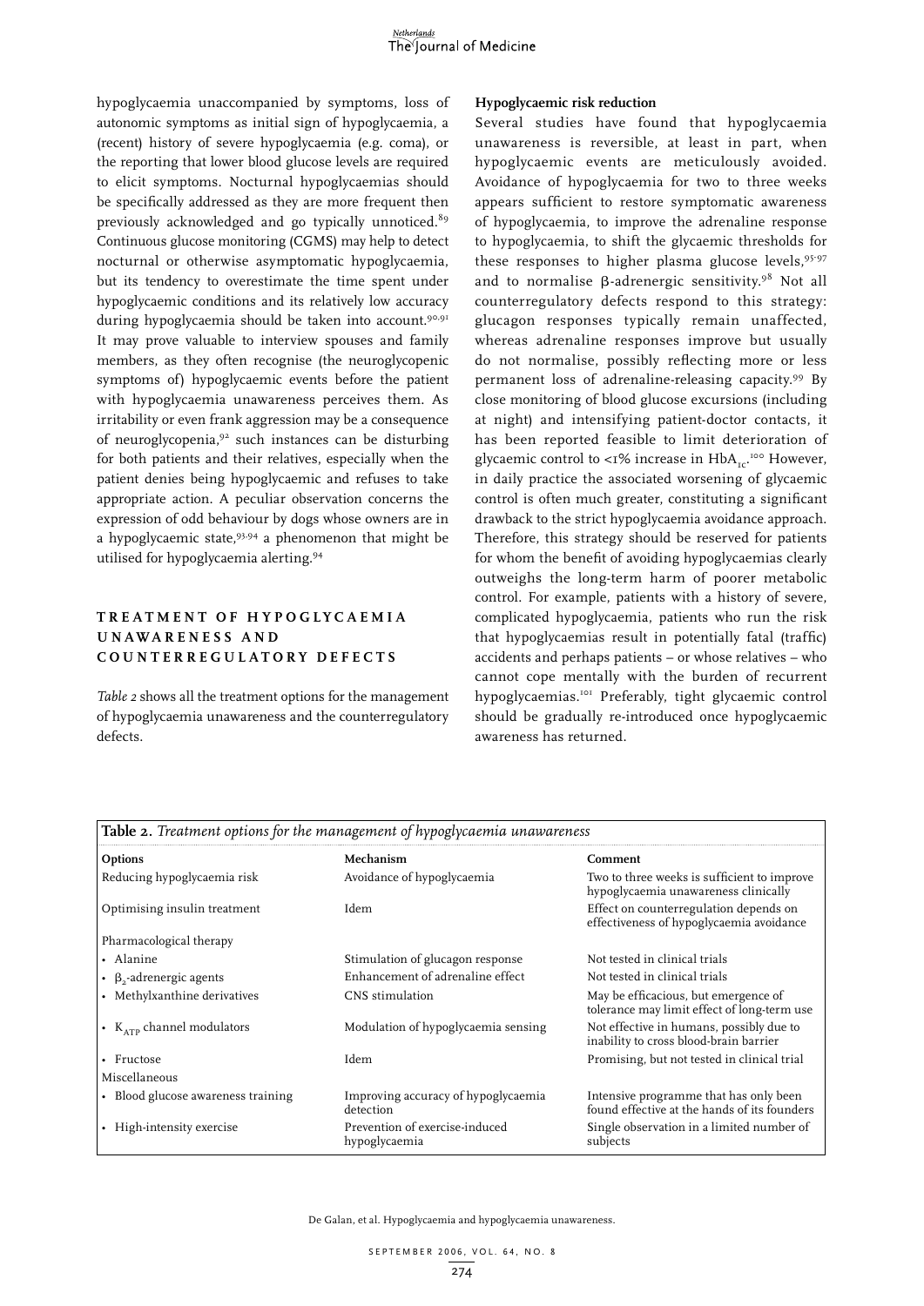hypoglycaemia unaccompanied by symptoms, loss of autonomic symptoms as initial sign of hypoglycaemia, a (recent) history of severe hypoglycaemia (e.g. coma), or the reporting that lower blood glucose levels are required to elicit symptoms. Nocturnal hypoglycaemias should be specifically addressed as they are more frequent then previously acknowledged and go typically unnoticed.[89] Continuous glucose monitoring (CGMS) may help to detect nocturnal or otherwise asymptomatic hypoglycaemia, but its tendency to overestimate the time spent under hypoglycaemic conditions and its relatively low accuracy during hypoglycaemia should be taken into account.[90,91] It may prove valuable to interview spouses and family members, as they often recognise (the neuroglycopenic symptoms of) hypoglycaemic events before the patient with hypoglycaemia unawareness perceives them. As irritability or even frank aggression may be a consequence of neuroglycopenia,[92] such instances can be disturbing for both patients and their relatives, especially when the patient denies being hypoglycaemic and refuses to take appropriate action. A peculiar observation concerns the expression of odd behaviour by dogs whose owners are in a hypoglycaemic state,[93,94] a phenomenon that might be utilised for hypoglycaemia alerting.[94]

## TREATMENT OF HYPOGLYCAEMIA UNAWARENESS AND COUNTERREGULATORY DEFECTS

*Table 2* shows all the treatment options for the management of hypoglycaemia unawareness and the counterregulatory defects.

### Hypoglycaemic risk reduction

Several studies have found that hypoglycaemia unawareness is reversible, at least in part, when hypoglycaemic events are meticulously avoided. Avoidance of hypoglycaemia for two to three weeks appears sufficient to restore symptomatic awareness of hypoglycaemia, to improve the adrenaline response to hypoglycaemia, to shift the glycaemic thresholds for these responses to higher plasma glucose levels,[95-97] and to normalise β-adrenergic sensitivity.[98] Not all counterregulatory defects respond to this strategy: glucagon responses typically remain unaffected, whereas adrenaline responses improve but usually do not normalise, possibly reflecting more or less permanent loss of adrenaline-releasing capacity.[99] By close monitoring of blood glucose excursions (including at night) and intensifying patient-doctor contacts, it has been reported feasible to limit deterioration of glycaemic control to <1% increase in $HbA_{1c}$.[100] However, in daily practice the associated worsening of glycaemic control is often much greater, constituting a significant drawback to the strict hypoglycaemia avoidance approach. Therefore, this strategy should be reserved for patients for whom the benefit of avoiding hypoglycaemias clearly outweighs the long-term harm of poorer metabolic control. For example, patients with a history of severe, complicated hypoglycaemia, patients who run the risk that hypoglycaemias result in potentially fatal (traffic) accidents and perhaps patients – or whose relatives – who cannot cope mentally with the burden of recurrent hypoglycaemias.[101] Preferably, tight glycaemic control should be gradually re-introduced once hypoglycaemic awareness has returned.

**Table 2.** *Treatment options for the management of hypoglycaemia unawareness*

| Options | Mechanism | Comment |
|---|---|---|
| Reducing hypoglycaemia risk | Avoidance of hypoglycaemia | Two to three weeks is sufficient to improve hypoglycaemia unawareness clinically |
| Optimising insulin treatment | Idem | Effect on counterregulation depends on effectiveness of hypoglycaemia avoidance |
| Pharmacological therapy | | |
| • Alanine | Stimulation of glucagon response | Not tested in clinical trials |
| • $\beta_2$-adrenergic agents | Enhancement of adrenaline effect | Not tested in clinical trials |
| • Methylxanthine derivatives | CNS stimulation | May be efficacious, but emergence of tolerance may limit effect of long-term use |
| • $K_{ATP}$ channel modulators | Modulation of hypoglycaemia sensing | Not effective in humans, possibly due to inability to cross blood-brain barrier |
| • Fructose | Idem | Promising, but not tested in clinical trial |
| Miscellaneous | | |
| • Blood glucose awareness training | Improving accuracy of hypoglycaemia detection | Intensive programme that has only been found effective at the hands of its founders |
| • High-intensity exercise | Prevention of exercise-induced hypoglycaemia | Single observation in a limited number of subjects |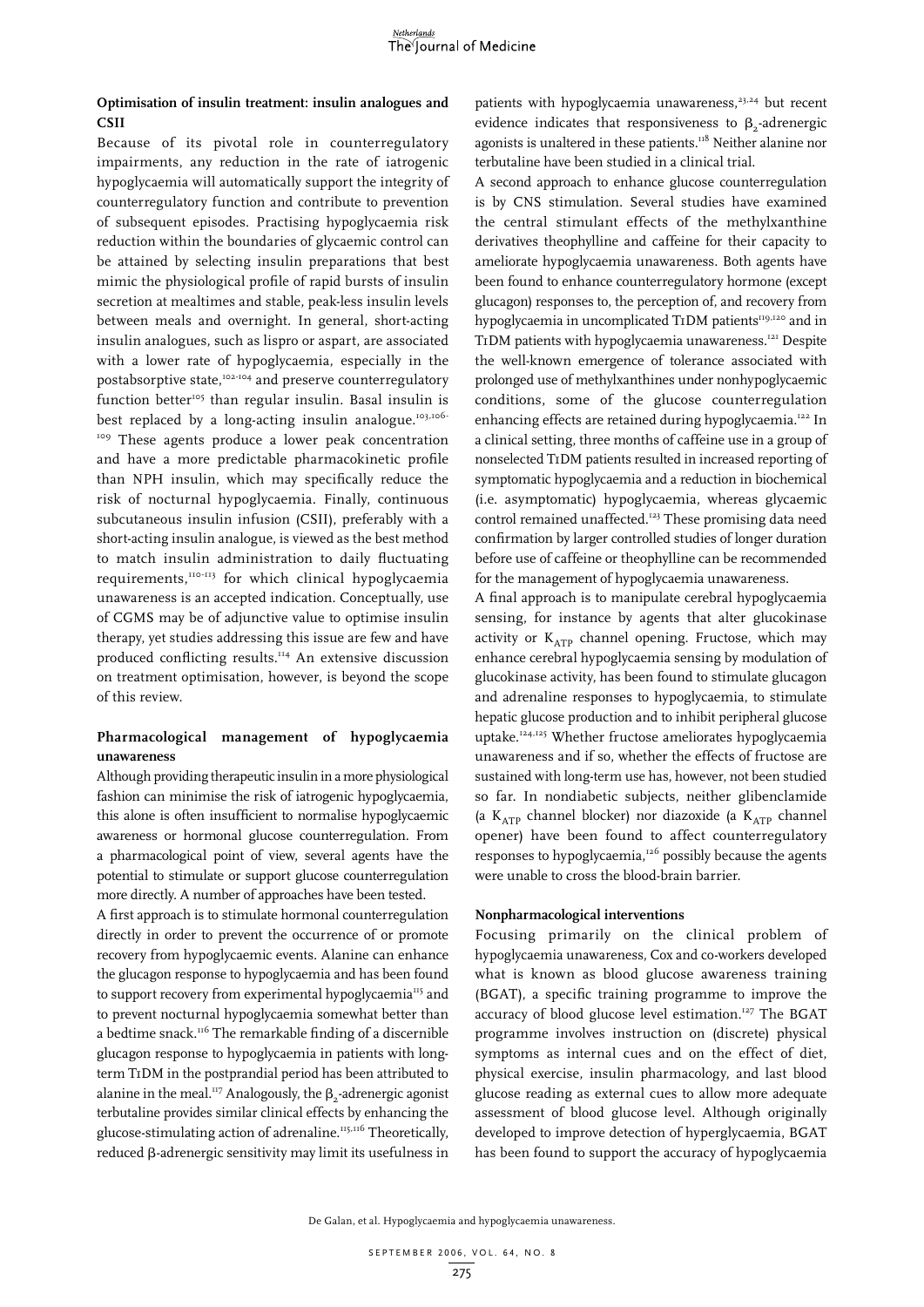### Optimisation of insulin treatment: insulin analogues and CSII

Because of its pivotal role in counterregulatory impairments, any reduction in the rate of iatrogenic hypoglycaemia will automatically support the integrity of counterregulatory function and contribute to prevention of subsequent episodes. Practising hypoglycaemia risk reduction within the boundaries of glycaemic control can be attained by selecting insulin preparations that best mimic the physiological profile of rapid bursts of insulin secretion at mealtimes and stable, peak-less insulin levels between meals and overnight. In general, short-acting insulin analogues, such as lispro or aspart, are associated with a lower rate of hypoglycaemia, especially in the postabsorptive state,[102-104] and preserve counterregulatory function better[105] than regular insulin. Basal insulin is best replaced by a long-acting insulin analogue.[103,106-109] These agents produce a lower peak concentration and have a more predictable pharmacokinetic profile than NPH insulin, which may specifically reduce the risk of nocturnal hypoglycaemia. Finally, continuous subcutaneous insulin infusion (CSII), preferably with a short-acting insulin analogue, is viewed as the best method to match insulin administration to daily fluctuating requirements,[110-113] for which clinical hypoglycaemia unawareness is an accepted indication. Conceptually, use of CGMS may be of adjunctive value to optimise insulin therapy, yet studies addressing this issue are few and have produced conflicting results.[114] An extensive discussion on treatment optimisation, however, is beyond the scope of this review.

### Pharmacological management of hypoglycaemia unawareness

Although providing therapeutic insulin in a more physiological fashion can minimise the risk of iatrogenic hypoglycaemia, this alone is often insufficient to normalise hypoglycaemic awareness or hormonal glucose counterregulation. From a pharmacological point of view, several agents have the potential to stimulate or support glucose counterregulation more directly. A number of approaches have been tested.

A first approach is to stimulate hormonal counterregulation directly in order to prevent the occurrence of or promote recovery from hypoglycaemic events. Alanine can enhance the glucagon response to hypoglycaemia and has been found to support recovery from experimental hypoglycaemia[115] and to prevent nocturnal hypoglycaemia somewhat better than a bedtime snack.[116] The remarkable finding of a discernible glucagon response to hypoglycaemia in patients with long-term T1DM in the postprandial period has been attributed to alanine in the meal.[117] Analogously, the $\beta_2$-adrenergic agonist terbutaline provides similar clinical effects by enhancing the glucose-stimulating action of adrenaline.[115,116] Theoretically, reduced β-adrenergic sensitivity may limit its usefulness in patients with hypoglycaemia unawareness,[23,24] but recent evidence indicates that responsiveness to $\beta_2$-adrenergic agonists is unaltered in these patients.[118] Neither alanine nor terbutaline have been studied in a clinical trial.

A second approach to enhance glucose counterregulation is by CNS stimulation. Several studies have examined the central stimulant effects of the methylxanthine derivatives theophylline and caffeine for their capacity to ameliorate hypoglycaemia unawareness. Both agents have been found to enhance counterregulatory hormone (except glucagon) responses to, the perception of, and recovery from hypoglycaemia in uncomplicated T1DM patients[119,120] and in T1DM patients with hypoglycaemia unawareness.[121] Despite the well-known emergence of tolerance associated with prolonged use of methylxanthines under nonhypoglycaemic conditions, some of the glucose counterregulation enhancing effects are retained during hypoglycaemia.[122] In a clinical setting, three months of caffeine use in a group of nonselected T1DM patients resulted in increased reporting of symptomatic hypoglycaemia and a reduction in biochemical (i.e. asymptomatic) hypoglycaemia, whereas glycaemic control remained unaffected.[123] These promising data need confirmation by larger controlled studies of longer duration before use of caffeine or theophylline can be recommended for the management of hypoglycaemia unawareness.

A final approach is to manipulate cerebral hypoglycaemia sensing, for instance by agents that alter glucokinase activity or $K_{ATP}$ channel opening. Fructose, which may enhance cerebral hypoglycaemia sensing by modulation of glucokinase activity, has been found to stimulate glucagon and adrenaline responses to hypoglycaemia, to stimulate hepatic glucose production and to inhibit peripheral glucose uptake.[124,125] Whether fructose ameliorates hypoglycaemia unawareness and if so, whether the effects of fructose are sustained with long-term use has, however, not been studied so far. In nondiabetic subjects, neither glibenclamide (a $K_{ATP}$ channel blocker) nor diazoxide (a $K_{ATP}$ channel opener) have been found to affect counterregulatory responses to hypoglycaemia,[126] possibly because the agents were unable to cross the blood-brain barrier.

### Nonpharmacological interventions

Focusing primarily on the clinical problem of hypoglycaemia unawareness, Cox and co-workers developed what is known as blood glucose awareness training (BGAT), a specific training programme to improve the accuracy of blood glucose level estimation.[127] The BGAT programme involves instruction on (discrete) physical symptoms as internal cues and on the effect of diet, physical exercise, insulin pharmacology, and last blood glucose reading as external cues to allow more adequate assessment of blood glucose level. Although originally developed to improve detection of hyperglycaemia, BGAT has been found to support the accuracy of hypoglycaemia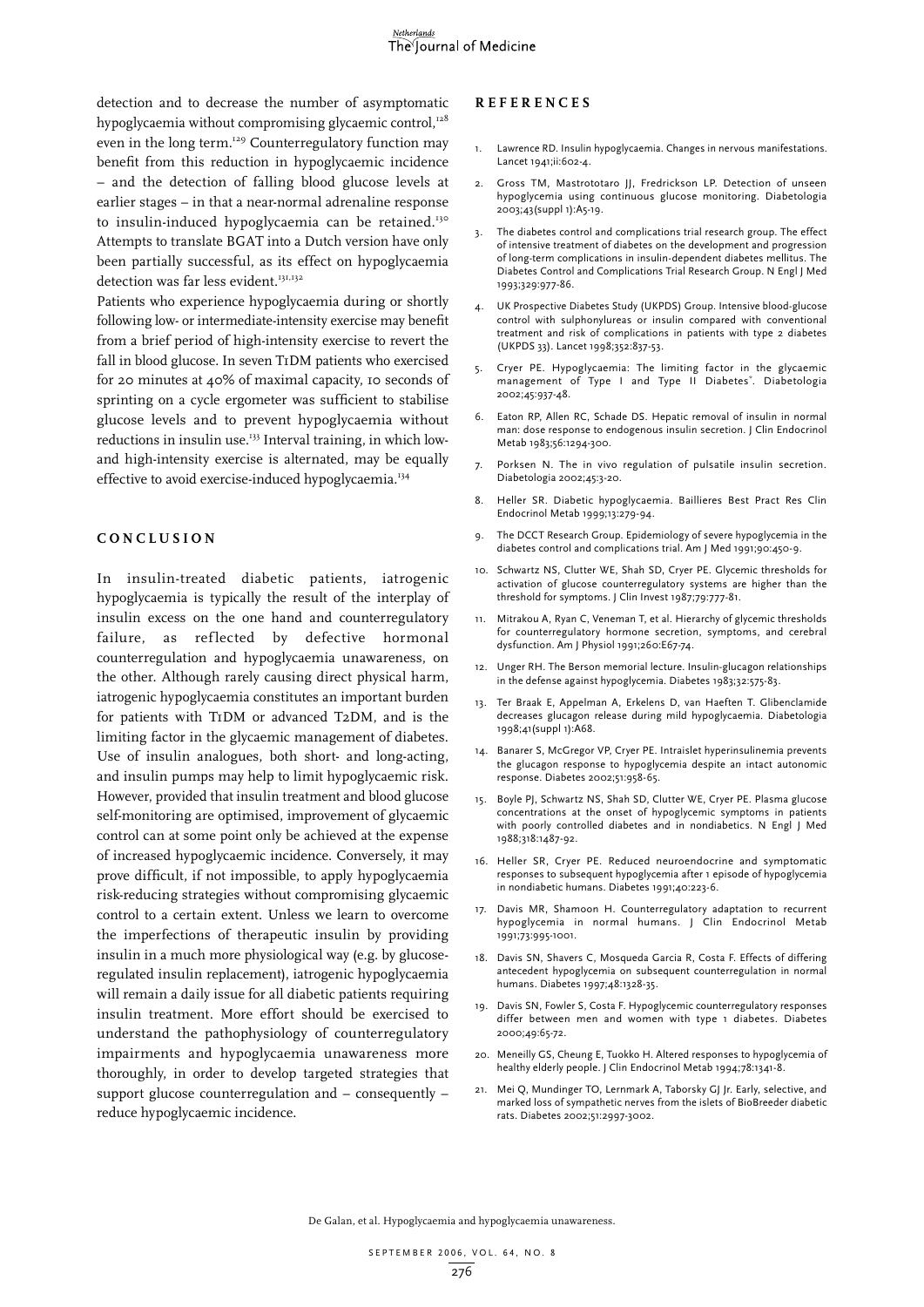detection and to decrease the number of asymptomatic hypoglycaemia without compromising glycaemic control,[128] even in the long term.[129] Counterregulatory function may benefit from this reduction in hypoglycaemic incidence – and the detection of falling blood glucose levels at earlier stages – in that a near-normal adrenaline response to insulin-induced hypoglycaemia can be retained.[130] Attempts to translate BGAT into a Dutch version have only been partially successful, as its effect on hypoglycaemia detection was far less evident.[131,132]

Patients who experience hypoglycaemia during or shortly following low- or intermediate-intensity exercise may benefit from a brief period of high-intensity exercise to revert the fall in blood glucose. In seven T1DM patients who exercised for 20 minutes at 40% of maximal capacity, 10 seconds of sprinting on a cycle ergometer was sufficient to stabilise glucose levels and to prevent hypoglycaemia without reductions in insulin use.[133] Interval training, in which low- and high-intensity exercise is alternated, may be equally effective to avoid exercise-induced hypoglycaemia.[134]

## CONCLUSION

In insulin-treated diabetic patients, iatrogenic hypoglycaemia is typically the result of the interplay of insulin excess on the one hand and counterregulatory failure, as reflected by defective hormonal counterregulation and hypoglycaemia unawareness, on the other. Although rarely causing direct physical harm, iatrogenic hypoglycaemia constitutes an important burden for patients with T1DM or advanced T2DM, and is the limiting factor in the glycaemic management of diabetes. Use of insulin analogues, both short- and long-acting, and insulin pumps may help to limit hypoglycaemic risk. However, provided that insulin treatment and blood glucose self-monitoring are optimised, improvement of glycaemic control can at some point only be achieved at the expense of increased hypoglycaemic incidence. Conversely, it may prove difficult, if not impossible, to apply hypoglycaemia risk-reducing strategies without compromising glycaemic control to a certain extent. Unless we learn to overcome the imperfections of therapeutic insulin by providing insulin in a much more physiological way (e.g. by glucose-regulated insulin replacement), iatrogenic hypoglycaemia will remain a daily issue for all diabetic patients requiring insulin treatment. More effort should be exercised to understand the pathophysiology of counterregulatory impairments and hypoglycaemia unawareness more thoroughly, in order to develop targeted strategies that support glucose counterregulation and – consequently – reduce hypoglycaemic incidence.

## REFERENCES

1. Lawrence RD. Insulin hypoglycaemia. Changes in nervous manifestations. Lancet 1941;ii:602-4.
2. Gross TM, Mastrototaro JJ, Fredrickson LP. Detection of unseen hypoglycemia using continuous glucose monitoring. Diabetologia 2003;43(suppl 1):A5-19.
3. The diabetes control and complications trial research group. The effect of intensive treatment of diabetes on the development and progression of long-term complications in insulin-dependent diabetes mellitus. The Diabetes Control and Complications Trial Research Group. N Engl J Med 1993;329:977-86.
4. UK Prospective Diabetes Study (UKPDS) Group. Intensive blood-glucose control with sulphonylureas or insulin compared with conventional treatment and risk of complications in patients with type 2 diabetes (UKPDS 33). Lancet 1998;352:837-53.
5. Cryer PE. Hypoglycaemia: The limiting factor in the glycaemic management of Type I and Type II Diabetes*. Diabetologia 2002;45:937-48.
6. Eaton RP, Allen RC, Schade DS. Hepatic removal of insulin in normal man: dose response to endogenous insulin secretion. J Clin Endocrinol Metab 1983;56:1294-300.
7. Porksen N. The in vivo regulation of pulsatile insulin secretion. Diabetologia 2002;45:3-20.
8. Heller SR. Diabetic hypoglycaemia. Baillieres Best Pract Res Clin Endocrinol Metab 1999;13:279-94.
9. The DCCT Research Group. Epidemiology of severe hypoglycemia in the diabetes control and complications trial. Am J Med 1991;90:450-9.
10. Schwartz NS, Clutter WE, Shah SD, Cryer PE. Glycemic thresholds for activation of glucose counterregulatory systems are higher than the threshold for symptoms. J Clin Invest 1987;79:777-81.
11. Mitrakou A, Ryan C, Veneman T, et al. Hierarchy of glycemic thresholds for counterregulatory hormone secretion, symptoms, and cerebral dysfunction. Am J Physiol 1991;260:E67-74.
12. Unger RH. The Berson memorial lecture. Insulin-glucagon relationships in the defense against hypoglycemia. Diabetes 1983;32:575-83.
13. Ter Braak E, Appelman A, Erkelens D, van Haeften T. Glibenclamide decreases glucagon release during mild hypoglycaemia. Diabetologia 1998;41(suppl 1):A68.
14. Banarer S, McGregor VP, Cryer PE. Intraislet hyperinsulinemia prevents the glucagon response to hypoglycemia despite an intact autonomic response. Diabetes 2002;51:958-65.
15. Boyle PJ, Schwartz NS, Shah SD, Clutter WE, Cryer PE. Plasma glucose concentrations at the onset of hypoglycemic symptoms in patients with poorly controlled diabetes and in nondiabetics. N Engl J Med 1988;318:1487-92.
16. Heller SR, Cryer PE. Reduced neuroendocrine and symptomatic responses to subsequent hypoglycemia after 1 episode of hypoglycemia in nondiabetic humans. Diabetes 1991;40:223-6.
17. Davis MR, Shamoon H. Counterregulatory adaptation to recurrent hypoglycemia in normal humans. J Clin Endocrinol Metab 1991;73:995-1001.
18. Davis SN, Shavers C, Mosqueda Garcia R, Costa F. Effects of differing antecedent hypoglycemia on subsequent counterregulation in normal humans. Diabetes 1997;48:1328-35.
19. Davis SN, Fowler S, Costa F. Hypoglycemic counterregulatory responses differ between men and women with type 1 diabetes. Diabetes 2000;49:65-72.
20. Meneilly GS, Cheung E, Tuokko H. Altered responses to hypoglycemia of healthy elderly people. J Clin Endocrinol Metab 1994;78:1341-8.
21. Mei Q, Mundinger TO, Lernmark A, Taborsky GJ Jr. Early, selective, and marked loss of sympathetic nerves from the islets of BioBreeder diabetic rats. Diabetes 2002;51:2997-3002.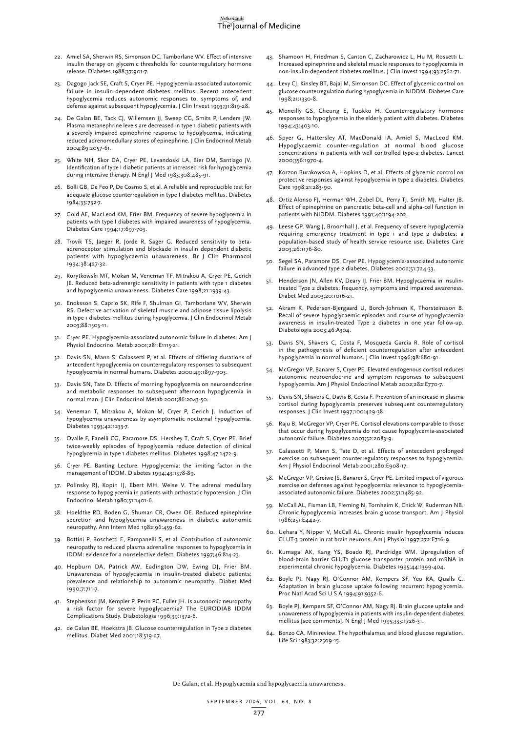22. Amiel SA, Sherwin RS, Simonson DC, Tamborlane WV. Effect of intensive insulin therapy on glycemic thresholds for counterregulatory hormone release. Diabetes 1988;37:901-7.
23. Dagogo Jack SE, Craft S, Cryer PE. Hypoglycemia-associated autonomic failure in insulin-dependent diabetes mellitus. Recent antecedent hypoglycemia reduces autonomic responses to, symptoms of, and defense against subsequent hypoglycemia. J Clin Invest 1993;91:819-28.
24. De Galan BE, Tack CJ, Willemsen JJ, Sweep CG, Smits P, Lenders JW. Plasma metanephrine levels are decreased in type 1 diabetic patients with a severely impaired epinephrine response to hypoglycemia, indicating reduced adrenomedullary stores of epinephrine. J Clin Endocrinol Metab 2004;89:2057-61.
25. White NH, Skor DA, Cryer PE, Levandoski LA, Bier DM, Santiago JV. Identification of type I diabetic patients at increased risk for hypoglycemia during intensive therapy. N Engl J Med 1983;308:485-91.
26. Bolli GB, De Feo P, De Cosmo S, et al. A reliable and reproducible test for adequate glucose counterregulation in type I diabetes mellitus. Diabetes 1984;33:732-7.
27. Gold AE, MacLeod KM, Frier BM. Frequency of severe hypoglycemia in patients with type I diabetes with impaired awareness of hypoglycemia. Diabetes Care 1994;17:697-703.
28. Trovik TS, Jaeger R, Jorde R, Sager G. Reduced sensitivity to beta-adrenoceptor stimulation and blockade in insulin dependent diabetic patients with hypoglycaemia unawareness. Br J Clin Pharmacol 1994;38:427-32.
29. Korytkowski MT, Mokan M, Veneman TF, Mitrakou A, Cryer PE, Gerich JE. Reduced beta-adrenergic sensitivity in patients with type 1 diabetes and hypoglycemia unawareness. Diabetes Care 1998;21:1939-43.
30. Enoksson S, Caprio SK, Rife F, Shulman GI, Tamborlane WV, Sherwin RS. Defective activation of skeletal muscle and adipose tissue lipolysis in type 1 diabetes mellitus during hypoglycemia. J Clin Endocrinol Metab 2003;88:1503-11.
31. Cryer PE. Hypoglycemia-associated autonomic failure in diabetes. Am J Physiol Endocrinol Metab 2001;281:E1115-21.
32. Davis SN, Mann S, Galassetti P, et al. Effects of differing durations of antecedent hypoglycemia on counterregulatory responses to subsequent hypoglycemia in normal humans. Diabetes 2000;49:1897-903.
33. Davis SN, Tate D. Effects of morning hypoglycemia on neuroendocrine and metabolic responses to subsequent afternoon hypoglycemia in normal man. J Clin Endocrinol Metab 2001;86:2043-50.
34. Veneman T, Mitrakou A, Mokan M, Cryer P, Gerich J. Induction of hypoglycemia unawareness by asymptomatic nocturnal hypoglycemia. Diabetes 1993;42:1233-7.
35. Ovalle F, Fanelli CG, Paramore DS, Hershey T, Craft S, Cryer PE. Brief twice-weekly episodes of hypoglycemia reduce detection of clinical hypoglycemia in type 1 diabetes mellitus. Diabetes 1998;47:1472-9.
36. Cryer PE. Banting Lecture. Hypoglycemia: the limiting factor in the management of IDDM. Diabetes 1994;43:1378-89.
37. Polinsky RJ, Kopin IJ, Ebert MH, Weise V. The adrenal medullary response to hypoglycemia in patients with orthostatic hypotension. J Clin Endocrinol Metab 1980;51:1401-6.
38. Hoeldtke RD, Boden G, Shuman CR, Owen OE. Reduced epinephrine secretion and hypoglycemia unawareness in diabetic autonomic neuropathy. Ann Intern Med 1982;96:459-62.
39. Bottini P, Boschetti E, Pampanelli S, et al. Contribution of autonomic neuropathy to reduced plasma adrenaline responses to hypoglycemia in IDDM: evidence for a nonselective defect. Diabetes 1997;46:814-23.
40. Hepburn DA, Patrick AW, Eadington DW, Ewing DJ, Frier BM. Unawareness of hypoglycaemia in insulin-treated diabetic patients: prevalence and relationship to autonomic neuropathy. Diabet Med 1990;7:711-7.
41. Stephenson JM, Kempler P, Perin PC, Fuller JH. Is autonomic neuropathy a risk factor for severe hypoglycaemia? The EURODIAB IDDM Complications Study. Diabetologia 1996;39:1372-6.
42. de Galan BE, Hoekstra JB. Glucose counterregulation in Type 2 diabetes mellitus. Diabet Med 2001;18:519-27.
43. Shamoon H, Friedman S, Canton C, Zacharowicz L, Hu M, Rossetti L. Increased epinephrine and skeletal muscle responses to hypoglycemia in non-insulin-dependent diabetes mellitus. J Clin Invest 1994;93:2562-71.
44. Levy CJ, Kinsley BT, Bajaj M, Simonson DC. Effect of glycemic control on glucose counterregulation during hypoglycemia in NIDDM. Diabetes Care 1998;21:1330-8.
45. Meneilly GS, Cheung E, Tuokko H. Counterregulatory hormone responses to hypoglycemia in the elderly patient with diabetes. Diabetes 1994;43:403-10.
46. Spyer G, Hattersley AT, MacDonald IA, Amiel S, MacLeod KM. Hypoglycaemic counter-regulation at normal blood glucose concentrations in patients with well controlled type-2 diabetes. Lancet 2000;356:1970-4.
47. Korzon Burakowska A, Hopkins D, et al. Effects of glycemic control on protective responses against hypoglycemia in type 2 diabetes. Diabetes Care 1998;21:283-90.
48. Ortiz Alonso FJ, Herman WH, Zobel DL, Perry TJ, Smith MJ, Halter JB. Effect of epinephrine on pancreatic beta-cell and alpha-cell function in patients with NIDDM. Diabetes 1991;40:1194-202.
49. Leese GP, Wang J, Broomhall J, et al. Frequency of severe hypoglycemia requiring emergency treatment in type 1 and type 2 diabetes: a population-based study of health service resource use. Diabetes Care 2003;26:1176-80.
50. Segel SA, Paramore DS, Cryer PE. Hypoglycemia-associated autonomic failure in advanced type 2 diabetes. Diabetes 2002;51:724-33.
51. Henderson JN, Allen KV, Deary IJ, Frier BM. Hypoglycaemia in insulin-treated Type 2 diabetes: frequency, symptoms and impaired awareness. Diabet Med 2003;20:1016-21.
52. Akram K, Pedersen-Bjergaard U, Borch-Johnsen K, Thorsteinsson B. Recall of severe hypoglycaemic episodes and course of hypoglycaemia awareness in insulin-treated Type 2 diabetes in one year follow-up. Diabetologia 2003;46:A304.
53. Davis SN, Shavers C, Costa F, Mosqueda Garcia R. Role of cortisol in the pathogenesis of deficient counterregulation after antecedent hypoglycemia in normal humans. J Clin Invest 1996;98:680-91.
54. McGregor VP, Banarer S, Cryer PE. Elevated endogenous cortisol reduces autonomic neuroendocrine and symptom responses to subsequent hypoglycemia. Am J Physiol Endocrinol Metab 2002;282:E770-7.
55. Davis SN, Shavers C, Davis B, Costa F. Prevention of an increase in plasma cortisol during hypoglycemia preserves subsequent counterregulatory responses. J Clin Invest 1997;100:429-38.
56. Raju B, McGregor VP, Cryer PE. Cortisol elevations comparable to those that occur during hypoglycemia do not cause hypoglycemia-associated autonomic failure. Diabetes 2003;52:2083-9.
57. Galassetti P, Mann S, Tate D, et al. Effects of antecedent prolonged exercise on subsequent counterregulatory responses to hypoglycemia. Am J Physiol Endocrinol Metab 2001;280:E908-17.
58. McGregor VP, Greiwe JS, Banarer S, Cryer PE. Limited impact of vigorous exercise on defenses against hypoglycemia: relevance to hypoglycemia-associated autonomic failure. Diabetes 2002;51:1485-92.
59. McCall AL, Fixman LB, Fleming N, Tornheim K, Chick W, Ruderman NB. Chronic hypoglycemia increases brain glucose transport. Am J Physiol 1986;251:E442-7.
60. Uehara Y, Nipper V, McCall AL. Chronic insulin hypoglycemia induces GLUT-3 protein in rat brain neurons. Am J Physiol 1997;272:E716-9.
61. Kumagai AK, Kang YS, Boado RJ, Pardridge WM. Upregulation of blood-brain barrier GLUT1 glucose transporter protein and mRNA in experimental chronic hypoglycemia. Diabetes 1995;44:1399-404.
62. Boyle PJ, Nagy RJ, O'Connor AM, Kempers SF, Yeo RA, Qualls C. Adaptation in brain glucose uptake following recurrent hypoglycemia. Proc Natl Acad Sci U S A 1994;91:9352-6.
63. Boyle PJ, Kempers SF, O'Connor AM, Nagy RJ. Brain glucose uptake and unawareness of hypoglycemia in patients with insulin-dependent diabetes mellitus [see comments]. N Engl J Med 1995;333:1726-31.
64. Benzo CA. Minireview. The hypothalamus and blood glucose regulation. Life Sci 1983;32:2509-15.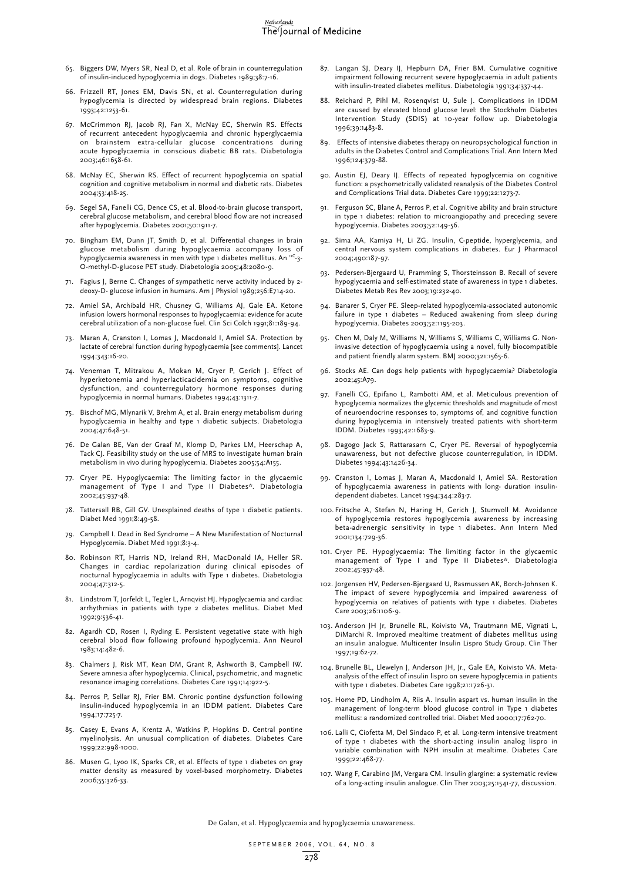65. Biggers DW, Myers SR, Neal D, et al. Role of brain in counterregulation of insulin-induced hypoglycemia in dogs. Diabetes 1989;38:7-16.

66. Frizzell RT, Jones EM, Davis SN, et al. Counterregulation during hypoglycemia is directed by widespread brain regions. Diabetes 1993;42:1253-61.

67. McCrimmon RJ, Jacob RJ, Fan X, McNay EC, Sherwin RS. Effects of recurrent antecedent hypoglycaemia and chronic hyperglycaemia on brainstem extra-cellular glucose concentrations during acute hypoglycaemia in conscious diabetic BB rats. Diabetologia 2003;46:1658-61.

68. McNay EC, Sherwin RS. Effect of recurrent hypoglycemia on spatial cognition and cognitive metabolism in normal and diabetic rats. Diabetes 2004;53:418-25.

69. Segel SA, Fanelli CG, Dence CS, et al. Blood-to-brain glucose transport, cerebral glucose metabolism, and cerebral blood flow are not increased after hypoglycemia. Diabetes 2001;50:1911-7.

70. Bingham EM, Dunn JT, Smith D, et al. Differential changes in brain glucose metabolism during hypoglycaemia accompany loss of hypoglycaemia awareness in men with type 1 diabetes mellitus. An $^{11}$C-3-O-methyl-D-glucose PET study. Diabetologia 2005;48:2080-9.

71. Fagius J, Berne C. Changes of sympathetic nerve activity induced by 2-deoxy-D- glucose infusion in humans. Am J Physiol 1989;256:E714-20.

72. Amiel SA, Archibald HR, Chusney G, Williams AJ, Gale EA. Ketone infusion lowers hormonal responses to hypoglycaemia: evidence for acute cerebral utilization of a non-glucose fuel. Clin Sci Colch 1991;81:189-94.

73. Maran A, Cranston I, Lomas J, Macdonald I, Amiel SA. Protection by lactate of cerebral function during hypoglycaemia [see comments]. Lancet 1994;343:16-20.

74. Veneman T, Mitrakou A, Mokan M, Cryer P, Gerich J. Effect of hyperketonemia and hyperlacticacidemia on symptoms, cognitive dysfunction, and counterregulatory hormone responses during hypoglycemia in normal humans. Diabetes 1994;43:1311-7.

75. Bischof MG, Mlynarik V, Brehm A, et al. Brain energy metabolism during hypoglycaemia in healthy and type 1 diabetic subjects. Diabetologia 2004;47:648-51.

76. De Galan BE, Van der Graaf M, Klomp D, Parkes LM, Heerschap A, Tack CJ. Feasibility study on the use of MRS to investigate human brain metabolism in vivo during hypoglycemia. Diabetes 2005;54:A155.

77. Cryer PE. Hypoglycaemia: The limiting factor in the glycaemic management of Type I and Type II Diabetes*. Diabetologia 2002;45:937-48.

78. Tattersall RB, Gill GV. Unexplained deaths of type 1 diabetic patients. Diabet Med 1991;8:49-58.

79. Campbell I. Dead in Bed Syndrome – A New Manifestation of Nocturnal Hypoglycemia. Diabet Med 1991;8:3-4.

80. Robinson RT, Harris ND, Ireland RH, MacDonald IA, Heller SR. Changes in cardiac repolarization during clinical episodes of nocturnal hypoglycaemia in adults with Type 1 diabetes. Diabetologia 2004;47:312-5.

81. Lindstrom T, Jorfeldt L, Tegler L, Arnqvist HJ. Hypoglycaemia and cardiac arrhythmias in patients with type 2 diabetes mellitus. Diabet Med 1992;9:536-41.

82. Agardh CD, Rosen I, Ryding E. Persistent vegetative state with high cerebral blood flow following profound hypoglycemia. Ann Neurol 1983;14:482-6.

83. Chalmers J, Risk MT, Kean DM, Grant R, Ashworth B, Campbell IW. Severe amnesia after hypoglycemia. Clinical, psychometric, and magnetic resonance imaging correlations. Diabetes Care 1991;14:922-5.

84. Perros P, Sellar RJ, Frier BM. Chronic pontine dysfunction following insulin-induced hypoglycemia in an IDDM patient. Diabetes Care 1994;17:725-7.

85. Casey E, Evans A, Krentz A, Watkins P, Hopkins D. Central pontine myelinolysis. An unusual complication of diabetes. Diabetes Care 1999;22:998-1000.

86. Musen G, Lyoo IK, Sparks CR, et al. Effects of type 1 diabetes on gray matter density as measured by voxel-based morphometry. Diabetes 2006;55:326-33.

87. Langan SJ, Deary IJ, Hepburn DA, Frier BM. Cumulative cognitive impairment following recurrent severe hypoglycaemia in adult patients with insulin-treated diabetes mellitus. Diabetologia 1991;34:337-44.

88. Reichard P, Pihl M, Rosenqvist U, Sule J. Complications in IDDM are caused by elevated blood glucose level: the Stockholm Diabetes Intervention Study (SDIS) at 10-year follow up. Diabetologia 1996;39:1483-8.

89. Effects of intensive diabetes therapy on neuropsychological function in adults in the Diabetes Control and Complications Trial. Ann Intern Med 1996;124:379-88.

90. Austin EJ, Deary IJ. Effects of repeated hypoglycemia on cognitive function: a psychometrically validated reanalysis of the Diabetes Control and Complications Trial data. Diabetes Care 1999;22:1273-7.

91. Ferguson SC, Blane A, Perros P, et al. Cognitive ability and brain structure in type 1 diabetes: relation to microangiopathy and preceding severe hypoglycemia. Diabetes 2003;52:149-56.

92. Sima AA, Kamiya H, Li ZG. Insulin, C-peptide, hyperglycemia, and central nervous system complications in diabetes. Eur J Pharmacol 2004;490:187-97.

93. Pedersen-Bjergaard U, Pramming S, Thorsteinsson B. Recall of severe hypoglycaemia and self-estimated state of awareness in type 1 diabetes. Diabetes Metab Res Rev 2003;19:232-40.

94. Banarer S, Cryer PE. Sleep-related hypoglycemia-associated autonomic failure in type 1 diabetes – Reduced awakening from sleep during hypoglycemia. Diabetes 2003;52:1195-203.

95. Chen M, Daly M, Williams N, Williams S, Williams C, Williams G. Non-invasive detection of hypoglycaemia using a novel, fully biocompatible and patient friendly alarm system. BMJ 2000;321:1565-6.

96. Stocks AE. Can dogs help patients with hypoglycaemia? Diabetologia 2002;45:A79.

97. Fanelli CG, Epifano L, Rambotti AM, et al. Meticulous prevention of hypoglycemia normalizes the glycemic thresholds and magnitude of most of neuroendocrine responses to, symptoms of, and cognitive function during hypoglycemia in intensively treated patients with short-term IDDM. Diabetes 1993;42:1683-9.

98. Dagogo Jack S, Rattarasarn C, Cryer PE. Reversal of hypoglycemia unawareness, but not defective glucose counterregulation, in IDDM. Diabetes 1994;43:1426-34.

99. Cranston I, Lomas J, Maran A, Macdonald I, Amiel SA. Restoration of hypoglycaemia awareness in patients with long- duration insulin-dependent diabetes. Lancet 1994;344:283-7.

100. Fritsche A, Stefan N, Haring H, Gerich J, Stumvoll M. Avoidance of hypoglycemia restores hypoglycemia awareness by increasing beta-adrenergic sensitivity in type 1 diabetes. Ann Intern Med 2001;134:729-36.

101. Cryer PE. Hypoglycaemia: The limiting factor in the glycaemic management of Type I and Type II Diabetes*. Diabetologia 2002;45:937-48.

102. Jorgensen HV, Pedersen-Bjergaard U, Rasmussen AK, Borch-Johnsen K. The impact of severe hypoglycemia and impaired awareness of hypoglycemia on relatives of patients with type 1 diabetes. Diabetes Care 2003;26:1106-9.

103. Anderson JH Jr, Brunelle RL, Koivisto VA, Trautmann ME, Vignati L, DiMarchi R. Improved mealtime treatment of diabetes mellitus using an insulin analogue. Multicenter Insulin Lispro Study Group. Clin Ther 1997;19:62-72.

104. Brunelle BL, Llewelyn J, Anderson JH, Jr., Gale EA, Koivisto VA. Meta-analysis of the effect of insulin lispro on severe hypoglycemia in patients with type 1 diabetes. Diabetes Care 1998;21:1726-31.

105. Home PD, Lindholm A, Riis A. Insulin aspart vs. human insulin in the management of long-term blood glucose control in Type 1 diabetes mellitus: a randomized controlled trial. Diabet Med 2000;17:762-70.

106. Lalli C, Ciofetta M, Del Sindaco P, et al. Long-term intensive treatment of type 1 diabetes with the short-acting insulin analog lispro in variable combination with NPH insulin at mealtime. Diabetes Care 1999;22:468-77.

107. Wang F, Carabino JM, Vergara CM. Insulin glargine: a systematic review of a long-acting insulin analogue. Clin Ther 2003;25:1541-77, discussion.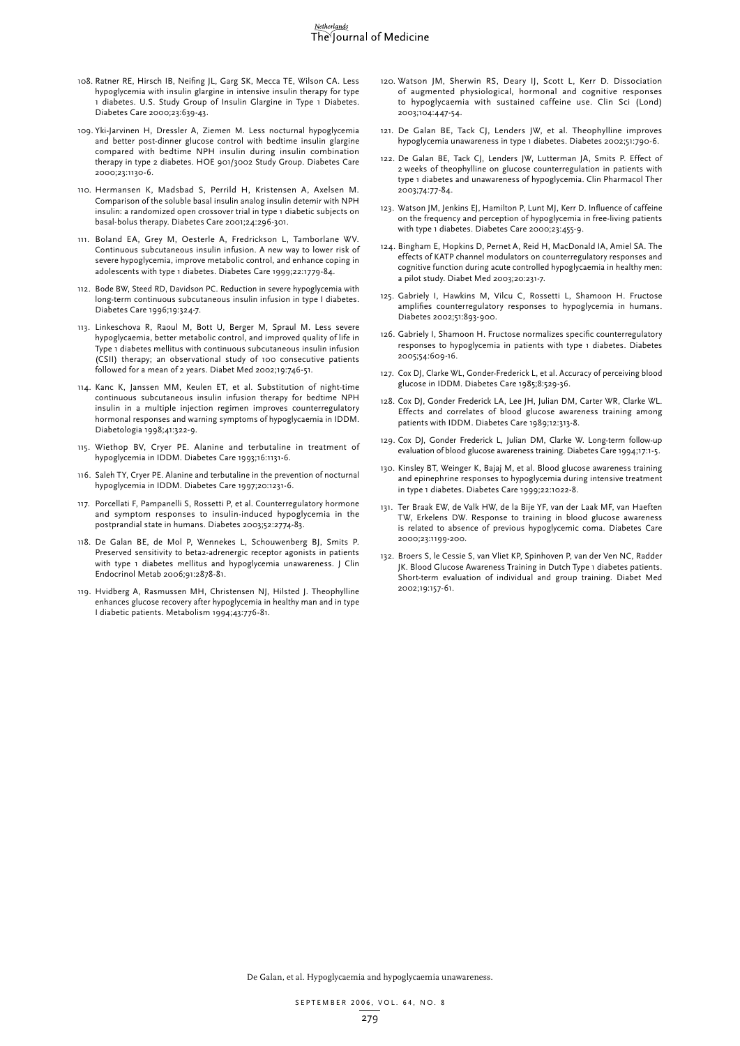108. Ratner RE, Hirsch IB, Neifing JL, Garg SK, Mecca TE, Wilson CA. Less hypoglycemia with insulin glargine in intensive insulin therapy for type 1 diabetes. U.S. Study Group of Insulin Glargine in Type 1 Diabetes. Diabetes Care 2000;23:639-43.

109. Yki-Jarvinen H, Dressler A, Ziemen M. Less nocturnal hypoglycemia and better post-dinner glucose control with bedtime insulin glargine compared with bedtime NPH insulin during insulin combination therapy in type 2 diabetes. HOE 901/3002 Study Group. Diabetes Care 2000;23:1130-6.

110. Hermansen K, Madsbad S, Perrild H, Kristensen A, Axelsen M. Comparison of the soluble basal insulin analog insulin detemir with NPH insulin: a randomized open crossover trial in type 1 diabetic subjects on basal-bolus therapy. Diabetes Care 2001;24:296-301.

111. Boland EA, Grey M, Oesterle A, Fredrickson L, Tamborlane WV. Continuous subcutaneous insulin infusion. A new way to lower risk of severe hypoglycemia, improve metabolic control, and enhance coping in adolescents with type 1 diabetes. Diabetes Care 1999;22:1779-84.

112. Bode BW, Steed RD, Davidson PC. Reduction in severe hypoglycemia with long-term continuous subcutaneous insulin infusion in type I diabetes. Diabetes Care 1996;19:324-7.

113. Linkeschova R, Raoul M, Bott U, Berger M, Spraul M. Less severe hypoglycaemia, better metabolic control, and improved quality of life in Type 1 diabetes mellitus with continuous subcutaneous insulin infusion (CSII) therapy; an observational study of 100 consecutive patients followed for a mean of 2 years. Diabet Med 2002;19:746-51.

114. Kanc K, Janssen MM, Keulen ET, et al. Substitution of night-time continuous subcutaneous insulin infusion therapy for bedtime NPH insulin in a multiple injection regimen improves counterregulatory hormonal responses and warning symptoms of hypoglycaemia in IDDM. Diabetologia 1998;41:322-9.

115. Wiethop BV, Cryer PE. Alanine and terbutaline in treatment of hypoglycemia in IDDM. Diabetes Care 1993;16:1131-6.

116. Saleh TY, Cryer PE. Alanine and terbutaline in the prevention of nocturnal hypoglycemia in IDDM. Diabetes Care 1997;20:1231-6.

117. Porcellati F, Pampanelli S, Rossetti P, et al. Counterregulatory hormone and symptom responses to insulin-induced hypoglycemia in the postprandial state in humans. Diabetes 2003;52:2774-83.

118. De Galan BE, de Mol P, Wennekes L, Schouwenberg BJ, Smits P. Preserved sensitivity to beta2-adrenergic receptor agonists in patients with type 1 diabetes mellitus and hypoglycemia unawareness. J Clin Endocrinol Metab 2006;91:2878-81.

119. Hvidberg A, Rasmussen MH, Christensen NJ, Hilsted J. Theophylline enhances glucose recovery after hypoglycemia in healthy man and in type I diabetic patients. Metabolism 1994;43:776-81.

120. Watson JM, Sherwin RS, Deary IJ, Scott L, Kerr D. Dissociation of augmented physiological, hormonal and cognitive responses to hypoglycaemia with sustained caffeine use. Clin Sci (Lond) 2003;104:447-54.

121. De Galan BE, Tack CJ, Lenders JW, et al. Theophylline improves hypoglycemia unawareness in type 1 diabetes. Diabetes 2002;51:790-6.

122. De Galan BE, Tack CJ, Lenders JW, Lutterman JA, Smits P. Effect of 2 weeks of theophylline on glucose counterregulation in patients with type 1 diabetes and unawareness of hypoglycemia. Clin Pharmacol Ther 2003;74:77-84.

123. Watson JM, Jenkins EJ, Hamilton P, Lunt MJ, Kerr D. Influence of caffeine on the frequency and perception of hypoglycemia in free-living patients with type 1 diabetes. Diabetes Care 2000;23:455-9.

124. Bingham E, Hopkins D, Pernet A, Reid H, MacDonald IA, Amiel SA. The effects of KATP channel modulators on counterregulatory responses and cognitive function during acute controlled hypoglycaemia in healthy men: a pilot study. Diabet Med 2003;20:231-7.

125. Gabriely I, Hawkins M, Vilcu C, Rossetti L, Shamoon H. Fructose amplifies counterregulatory responses to hypoglycemia in humans. Diabetes 2002;51:893-900.

126. Gabriely I, Shamoon H. Fructose normalizes specific counterregulatory responses to hypoglycemia in patients with type 1 diabetes. Diabetes 2005;54:609-16.

127. Cox DJ, Clarke WL, Gonder-Frederick L, et al. Accuracy of perceiving blood glucose in IDDM. Diabetes Care 1985;8:529-36.

128. Cox DJ, Gonder Frederick LA, Lee JH, Julian DM, Carter WR, Clarke WL. Effects and correlates of blood glucose awareness training among patients with IDDM. Diabetes Care 1989;12:313-8.

129. Cox DJ, Gonder Frederick L, Julian DM, Clarke W. Long-term follow-up evaluation of blood glucose awareness training. Diabetes Care 1994;17:1-5.

130. Kinsley BT, Weinger K, Bajaj M, et al. Blood glucose awareness training and epinephrine responses to hypoglycemia during intensive treatment in type 1 diabetes. Diabetes Care 1999;22:1022-8.

131. Ter Braak EW, de Valk HW, de la Bije YF, van der Laak MF, van Haeften TW, Erkelens DW. Response to training in blood glucose awareness is related to absence of previous hypoglycemic coma. Diabetes Care 2000;23:1199-200.

132. Broers S, le Cessie S, van Vliet KP, Spinhoven P, van der Ven NC, Radder JK. Blood Glucose Awareness Training in Dutch Type 1 diabetes patients. Short-term evaluation of individual and group training. Diabet Med 2002;19:157-61.